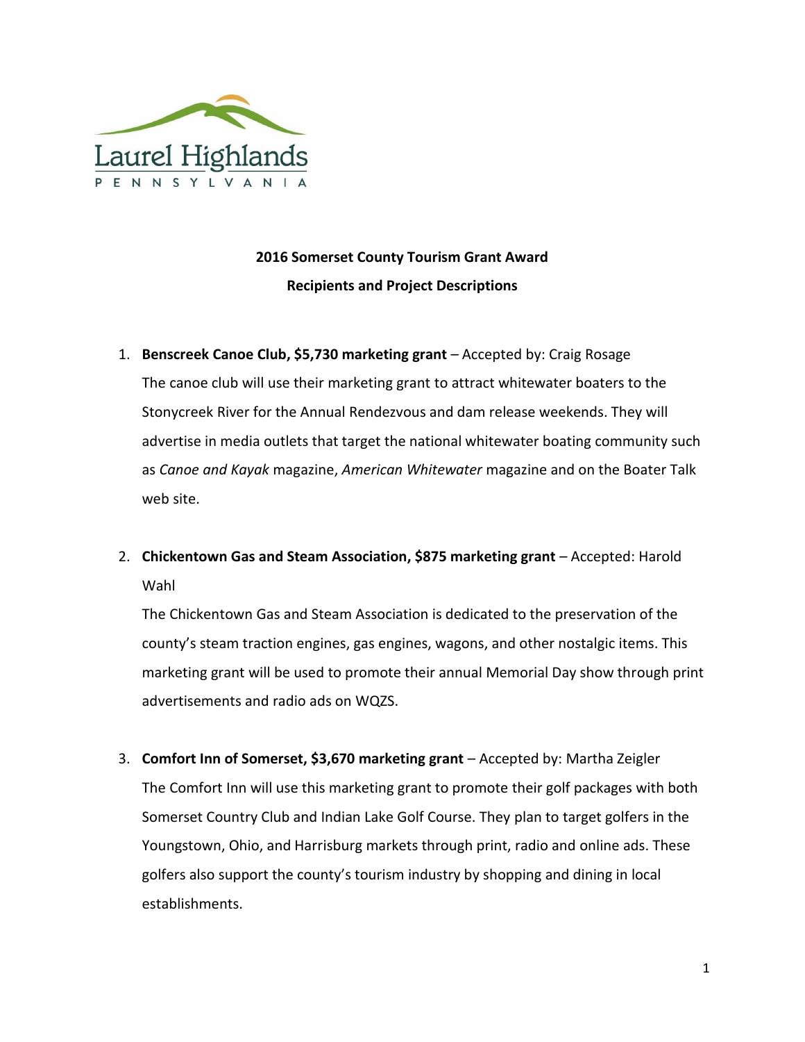Laurel Highlands
PENNSYLVANIA

**2016 Somerset County Tourism Grant Award**

**Recipients and Project Descriptions**

1. **Benscreek Canoe Club, $5,730 marketing grant** – Accepted by: Craig Rosage
   The canoe club will use their marketing grant to attract whitewater boaters to the Stonycreek River for the Annual Rendezvous and dam release weekends. They will advertise in media outlets that target the national whitewater boating community such as *Canoe and Kayak* magazine, *American Whitewater* magazine and on the Boater Talk web site.

2. **Chickentown Gas and Steam Association, $875 marketing grant** – Accepted: Harold Wahl
   The Chickentown Gas and Steam Association is dedicated to the preservation of the county's steam traction engines, gas engines, wagons, and other nostalgic items. This marketing grant will be used to promote their annual Memorial Day show through print advertisements and radio ads on WQZS.

3. **Comfort Inn of Somerset, $3,670 marketing grant** – Accepted by: Martha Zeigler
   The Comfort Inn will use this marketing grant to promote their golf packages with both Somerset Country Club and Indian Lake Golf Course. They plan to target golfers in the Youngstown, Ohio, and Harrisburg markets through print, radio and online ads. These golfers also support the county's tourism industry by shopping and dining in local establishments.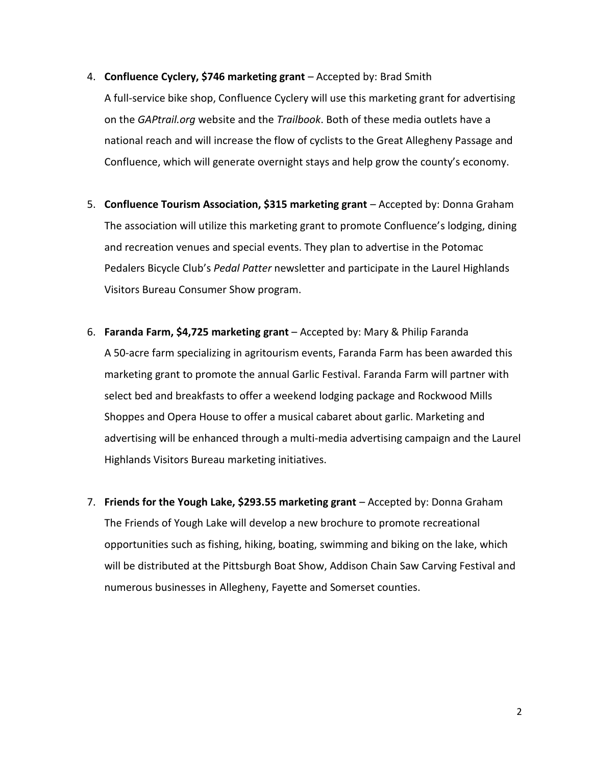4. **Confluence Cyclery, $746 marketing grant** – Accepted by: Brad Smith
   A full-service bike shop, Confluence Cyclery will use this marketing grant for advertising on the *GAPtrail.org* website and the *Trailbook*. Both of these media outlets have a national reach and will increase the flow of cyclists to the Great Allegheny Passage and Confluence, which will generate overnight stays and help grow the county's economy.

5. **Confluence Tourism Association, $315 marketing grant** – Accepted by: Donna Graham
   The association will utilize this marketing grant to promote Confluence's lodging, dining and recreation venues and special events. They plan to advertise in the Potomac Pedalers Bicycle Club's *Pedal Patter* newsletter and participate in the Laurel Highlands Visitors Bureau Consumer Show program.

6. **Faranda Farm, $4,725 marketing grant** – Accepted by: Mary & Philip Faranda
   A 50-acre farm specializing in agritourism events, Faranda Farm has been awarded this marketing grant to promote the annual Garlic Festival. Faranda Farm will partner with select bed and breakfasts to offer a weekend lodging package and Rockwood Mills Shoppes and Opera House to offer a musical cabaret about garlic. Marketing and advertising will be enhanced through a multi-media advertising campaign and the Laurel Highlands Visitors Bureau marketing initiatives.

7. **Friends for the Yough Lake, $293.55 marketing grant** – Accepted by: Donna Graham
   The Friends of Yough Lake will develop a new brochure to promote recreational opportunities such as fishing, hiking, boating, swimming and biking on the lake, which will be distributed at the Pittsburgh Boat Show, Addison Chain Saw Carving Festival and numerous businesses in Allegheny, Fayette and Somerset counties.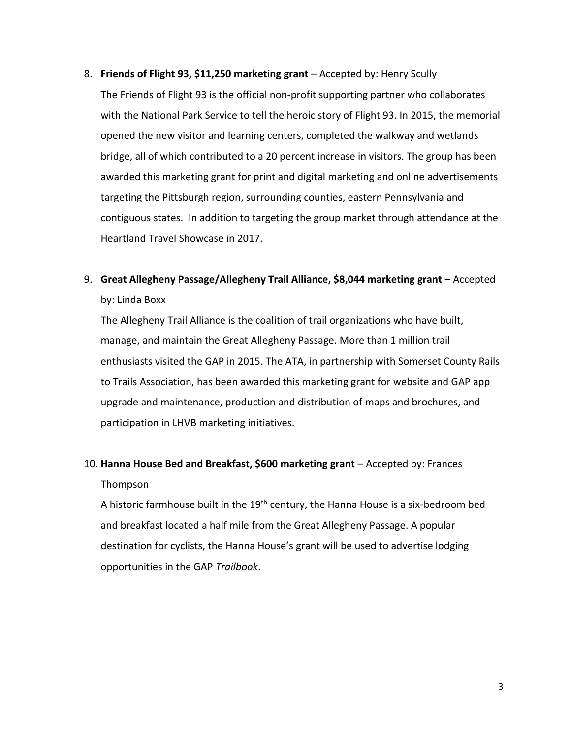8. **Friends of Flight 93, $11,250 marketing grant** – Accepted by: Henry Scully

   The Friends of Flight 93 is the official non-profit supporting partner who collaborates with the National Park Service to tell the heroic story of Flight 93. In 2015, the memorial opened the new visitor and learning centers, completed the walkway and wetlands bridge, all of which contributed to a 20 percent increase in visitors. The group has been awarded this marketing grant for print and digital marketing and online advertisements targeting the Pittsburgh region, surrounding counties, eastern Pennsylvania and contiguous states. In addition to targeting the group market through attendance at the Heartland Travel Showcase in 2017.

9. **Great Allegheny Passage/Allegheny Trail Alliance, $8,044 marketing grant** – Accepted by: Linda Boxx

   The Allegheny Trail Alliance is the coalition of trail organizations who have built, manage, and maintain the Great Allegheny Passage. More than 1 million trail enthusiasts visited the GAP in 2015. The ATA, in partnership with Somerset County Rails to Trails Association, has been awarded this marketing grant for website and GAP app upgrade and maintenance, production and distribution of maps and brochures, and participation in LHVB marketing initiatives.

10. **Hanna House Bed and Breakfast, $600 marketing grant** – Accepted by: Frances Thompson

    A historic farmhouse built in the 19th century, the Hanna House is a six-bedroom bed and breakfast located a half mile from the Great Allegheny Passage. A popular destination for cyclists, the Hanna House's grant will be used to advertise lodging opportunities in the GAP *Trailbook*.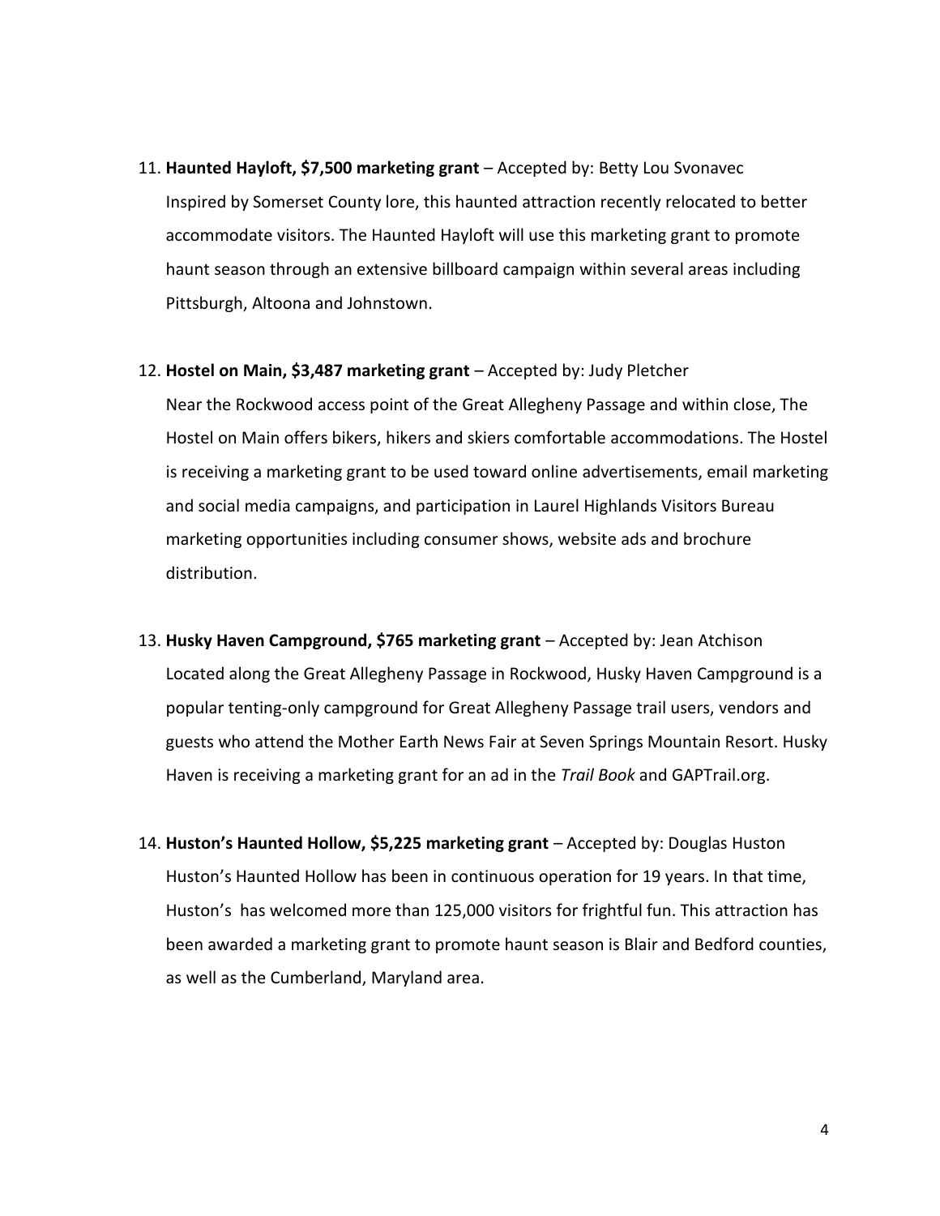11. **Haunted Hayloft, $7,500 marketing grant** – Accepted by: Betty Lou Svonavec
    Inspired by Somerset County lore, this haunted attraction recently relocated to better accommodate visitors. The Haunted Hayloft will use this marketing grant to promote haunt season through an extensive billboard campaign within several areas including Pittsburgh, Altoona and Johnstown.

12. **Hostel on Main, $3,487 marketing grant** – Accepted by: Judy Pletcher
    Near the Rockwood access point of the Great Allegheny Passage and within close, The Hostel on Main offers bikers, hikers and skiers comfortable accommodations. The Hostel is receiving a marketing grant to be used toward online advertisements, email marketing and social media campaigns, and participation in Laurel Highlands Visitors Bureau marketing opportunities including consumer shows, website ads and brochure distribution.

13. **Husky Haven Campground, $765 marketing grant** – Accepted by: Jean Atchison
    Located along the Great Allegheny Passage in Rockwood, Husky Haven Campground is a popular tenting-only campground for Great Allegheny Passage trail users, vendors and guests who attend the Mother Earth News Fair at Seven Springs Mountain Resort. Husky Haven is receiving a marketing grant for an ad in the *Trail Book* and GAPTrail.org.

14. **Huston's Haunted Hollow, $5,225 marketing grant** – Accepted by: Douglas Huston
    Huston's Haunted Hollow has been in continuous operation for 19 years. In that time, Huston's has welcomed more than 125,000 visitors for frightful fun. This attraction has been awarded a marketing grant to promote haunt season is Blair and Bedford counties, as well as the Cumberland, Maryland area.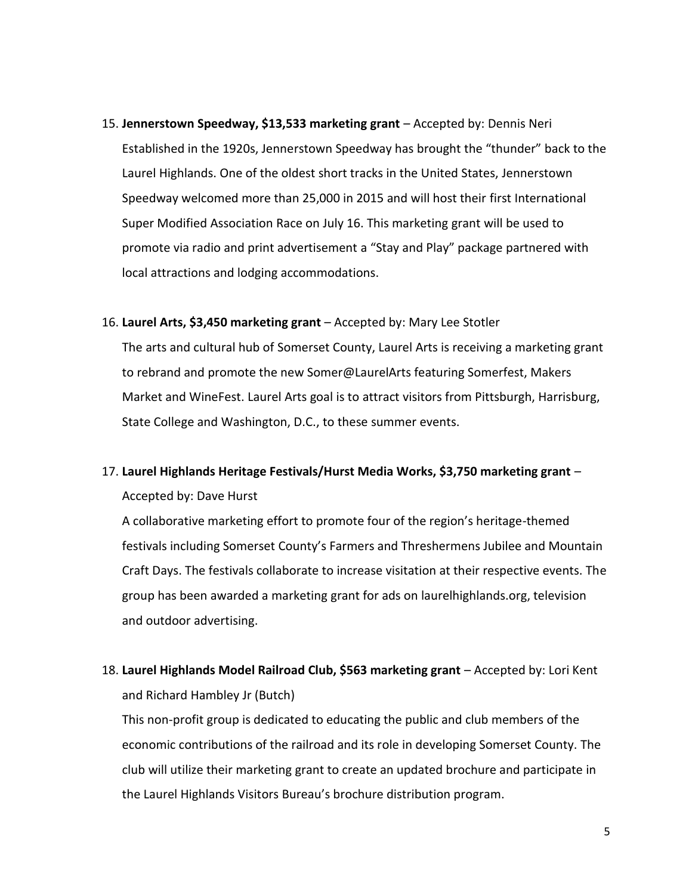15. **Jennerstown Speedway, $13,533 marketing grant** – Accepted by: Dennis Neri

    Established in the 1920s, Jennerstown Speedway has brought the "thunder" back to the Laurel Highlands. One of the oldest short tracks in the United States, Jennerstown Speedway welcomed more than 25,000 in 2015 and will host their first International Super Modified Association Race on July 16. This marketing grant will be used to promote via radio and print advertisement a "Stay and Play" package partnered with local attractions and lodging accommodations.

16. **Laurel Arts, $3,450 marketing grant** – Accepted by: Mary Lee Stotler

    The arts and cultural hub of Somerset County, Laurel Arts is receiving a marketing grant to rebrand and promote the new Somer@LaurelArts featuring Somerfest, Makers Market and WineFest. Laurel Arts goal is to attract visitors from Pittsburgh, Harrisburg, State College and Washington, D.C., to these summer events.

17. **Laurel Highlands Heritage Festivals/Hurst Media Works, $3,750 marketing grant** – Accepted by: Dave Hurst

    A collaborative marketing effort to promote four of the region's heritage-themed festivals including Somerset County's Farmers and Threshermens Jubilee and Mountain Craft Days. The festivals collaborate to increase visitation at their respective events. The group has been awarded a marketing grant for ads on laurelhighlands.org, television and outdoor advertising.

18. **Laurel Highlands Model Railroad Club, $563 marketing grant** – Accepted by: Lori Kent and Richard Hambley Jr (Butch)

    This non-profit group is dedicated to educating the public and club members of the economic contributions of the railroad and its role in developing Somerset County. The club will utilize their marketing grant to create an updated brochure and participate in the Laurel Highlands Visitors Bureau's brochure distribution program.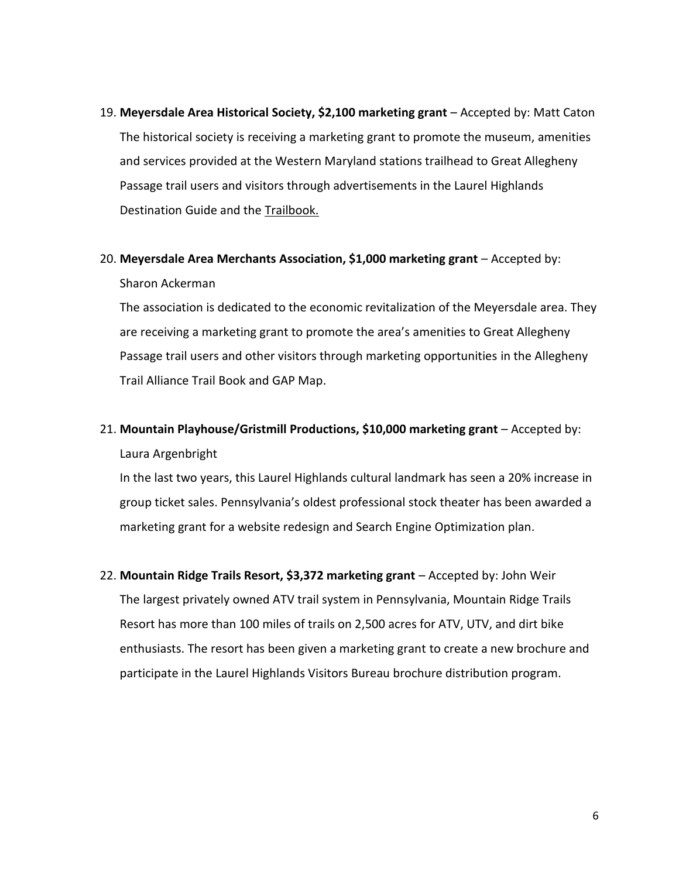19. **Meyersdale Area Historical Society, $2,100 marketing grant** – Accepted by: Matt Caton
    The historical society is receiving a marketing grant to promote the museum, amenities and services provided at the Western Maryland stations trailhead to Great Allegheny Passage trail users and visitors through advertisements in the Laurel Highlands Destination Guide and the Trailbook.

20. **Meyersdale Area Merchants Association, $1,000 marketing grant** – Accepted by: Sharon Ackerman
    The association is dedicated to the economic revitalization of the Meyersdale area. They are receiving a marketing grant to promote the area's amenities to Great Allegheny Passage trail users and other visitors through marketing opportunities in the Allegheny Trail Alliance Trail Book and GAP Map.

21. **Mountain Playhouse/Gristmill Productions, $10,000 marketing grant** – Accepted by: Laura Argenbright
    In the last two years, this Laurel Highlands cultural landmark has seen a 20% increase in group ticket sales. Pennsylvania's oldest professional stock theater has been awarded a marketing grant for a website redesign and Search Engine Optimization plan.

22. **Mountain Ridge Trails Resort, $3,372 marketing grant** – Accepted by: John Weir
    The largest privately owned ATV trail system in Pennsylvania, Mountain Ridge Trails Resort has more than 100 miles of trails on 2,500 acres for ATV, UTV, and dirt bike enthusiasts. The resort has been given a marketing grant to create a new brochure and participate in the Laurel Highlands Visitors Bureau brochure distribution program.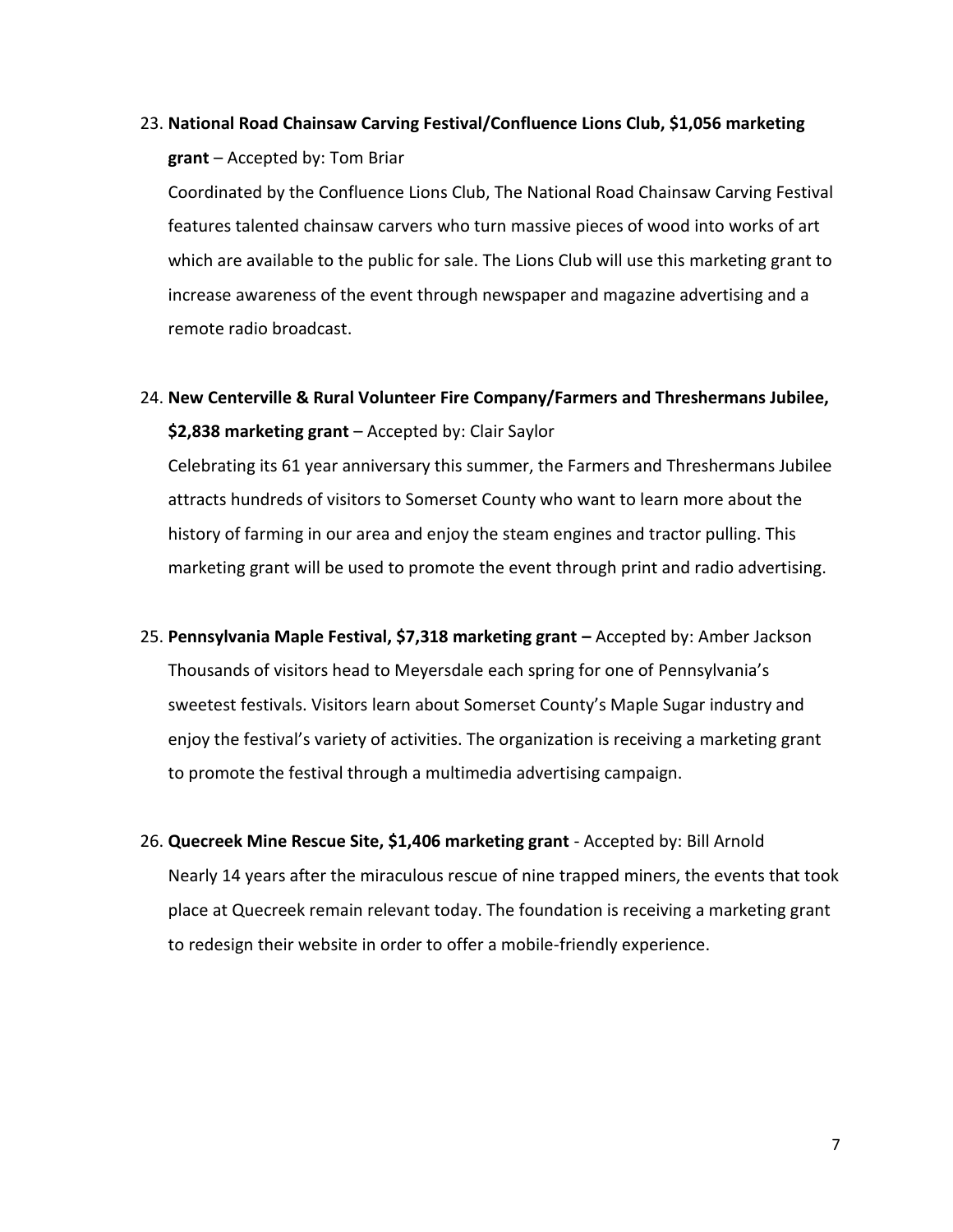23. **National Road Chainsaw Carving Festival/Confluence Lions Club, $1,056 marketing grant** – Accepted by: Tom Briar

    Coordinated by the Confluence Lions Club, The National Road Chainsaw Carving Festival features talented chainsaw carvers who turn massive pieces of wood into works of art which are available to the public for sale. The Lions Club will use this marketing grant to increase awareness of the event through newspaper and magazine advertising and a remote radio broadcast.

24. **New Centerville & Rural Volunteer Fire Company/Farmers and Threshermans Jubilee, $2,838 marketing grant** – Accepted by: Clair Saylor

    Celebrating its 61 year anniversary this summer, the Farmers and Threshermans Jubilee attracts hundreds of visitors to Somerset County who want to learn more about the history of farming in our area and enjoy the steam engines and tractor pulling. This marketing grant will be used to promote the event through print and radio advertising.

25. **Pennsylvania Maple Festival, $7,318 marketing grant –** Accepted by: Amber Jackson

    Thousands of visitors head to Meyersdale each spring for one of Pennsylvania's sweetest festivals. Visitors learn about Somerset County's Maple Sugar industry and enjoy the festival's variety of activities. The organization is receiving a marketing grant to promote the festival through a multimedia advertising campaign.

26. **Quecreek Mine Rescue Site, $1,406 marketing grant** - Accepted by: Bill Arnold

    Nearly 14 years after the miraculous rescue of nine trapped miners, the events that took place at Quecreek remain relevant today. The foundation is receiving a marketing grant to redesign their website in order to offer a mobile-friendly experience.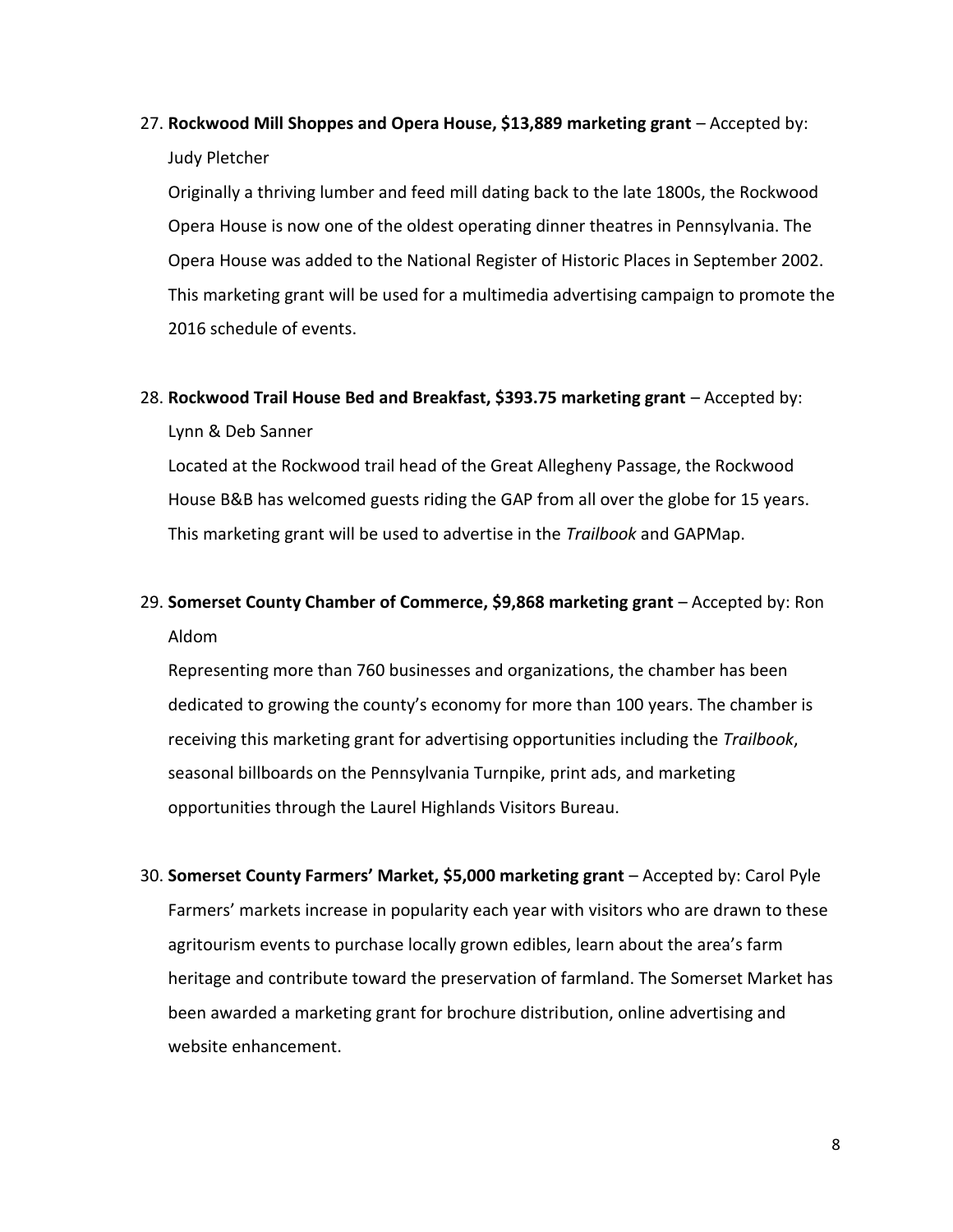27. **Rockwood Mill Shoppes and Opera House, $13,889 marketing grant** – Accepted by: Judy Pletcher

    Originally a thriving lumber and feed mill dating back to the late 1800s, the Rockwood Opera House is now one of the oldest operating dinner theatres in Pennsylvania. The Opera House was added to the National Register of Historic Places in September 2002. This marketing grant will be used for a multimedia advertising campaign to promote the 2016 schedule of events.

28. **Rockwood Trail House Bed and Breakfast, $393.75 marketing grant** – Accepted by: Lynn & Deb Sanner

    Located at the Rockwood trail head of the Great Allegheny Passage, the Rockwood House B&B has welcomed guests riding the GAP from all over the globe for 15 years. This marketing grant will be used to advertise in the *Trailbook* and GAPMap.

29. **Somerset County Chamber of Commerce, $9,868 marketing grant** – Accepted by: Ron Aldom

    Representing more than 760 businesses and organizations, the chamber has been dedicated to growing the county's economy for more than 100 years. The chamber is receiving this marketing grant for advertising opportunities including the *Trailbook*, seasonal billboards on the Pennsylvania Turnpike, print ads, and marketing opportunities through the Laurel Highlands Visitors Bureau.

30. **Somerset County Farmers' Market, $5,000 marketing grant** – Accepted by: Carol Pyle

    Farmers' markets increase in popularity each year with visitors who are drawn to these agritourism events to purchase locally grown edibles, learn about the area's farm heritage and contribute toward the preservation of farmland. The Somerset Market has been awarded a marketing grant for brochure distribution, online advertising and website enhancement.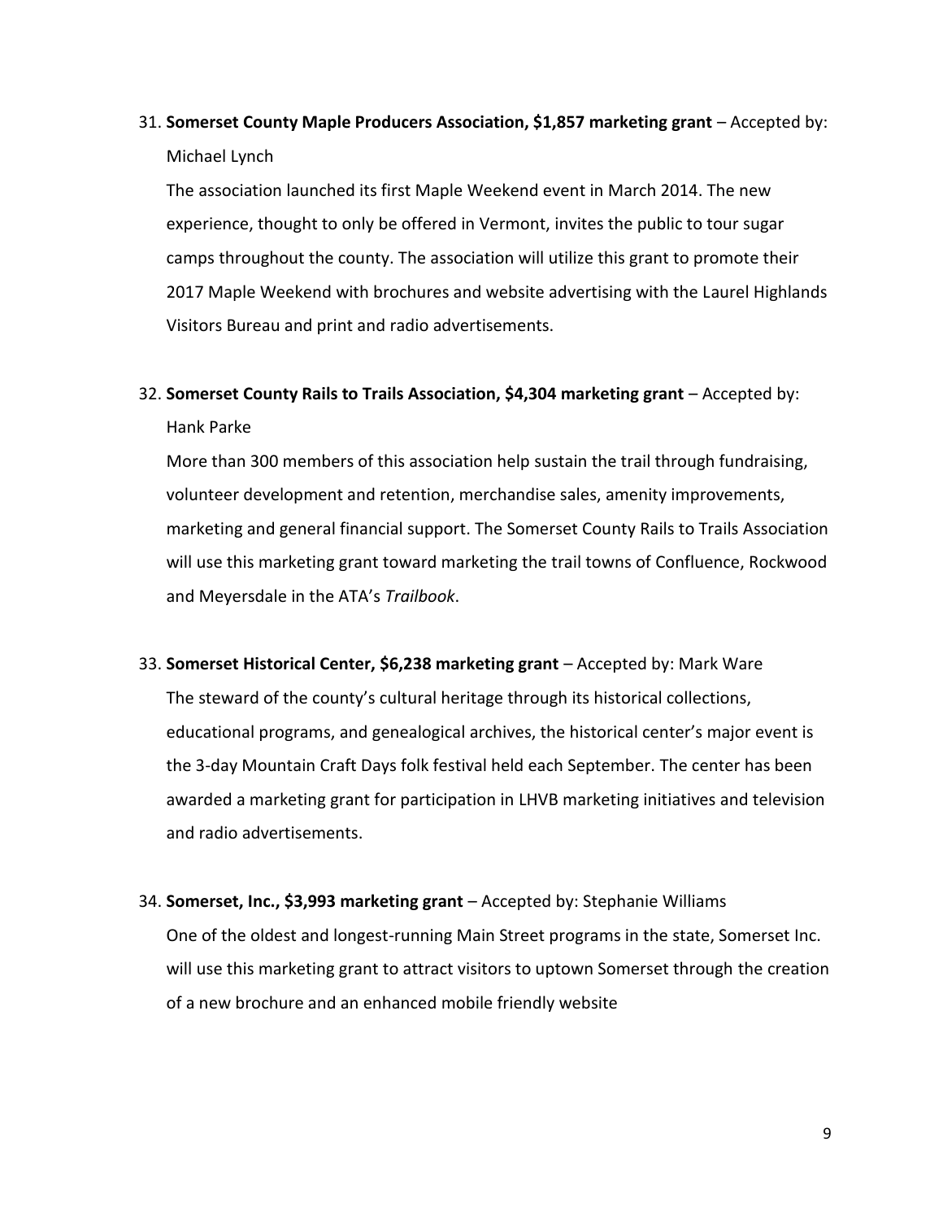31. **Somerset County Maple Producers Association, $1,857 marketing grant** – Accepted by: Michael Lynch

    The association launched its first Maple Weekend event in March 2014. The new experience, thought to only be offered in Vermont, invites the public to tour sugar camps throughout the county. The association will utilize this grant to promote their 2017 Maple Weekend with brochures and website advertising with the Laurel Highlands Visitors Bureau and print and radio advertisements.

32. **Somerset County Rails to Trails Association, $4,304 marketing grant** – Accepted by: Hank Parke

    More than 300 members of this association help sustain the trail through fundraising, volunteer development and retention, merchandise sales, amenity improvements, marketing and general financial support. The Somerset County Rails to Trails Association will use this marketing grant toward marketing the trail towns of Confluence, Rockwood and Meyersdale in the ATA's *Trailbook*.

33. **Somerset Historical Center, $6,238 marketing grant** – Accepted by: Mark Ware

    The steward of the county's cultural heritage through its historical collections, educational programs, and genealogical archives, the historical center's major event is the 3-day Mountain Craft Days folk festival held each September. The center has been awarded a marketing grant for participation in LHVB marketing initiatives and television and radio advertisements.

34. **Somerset, Inc., $3,993 marketing grant** – Accepted by: Stephanie Williams

    One of the oldest and longest-running Main Street programs in the state, Somerset Inc. will use this marketing grant to attract visitors to uptown Somerset through the creation of a new brochure and an enhanced mobile friendly website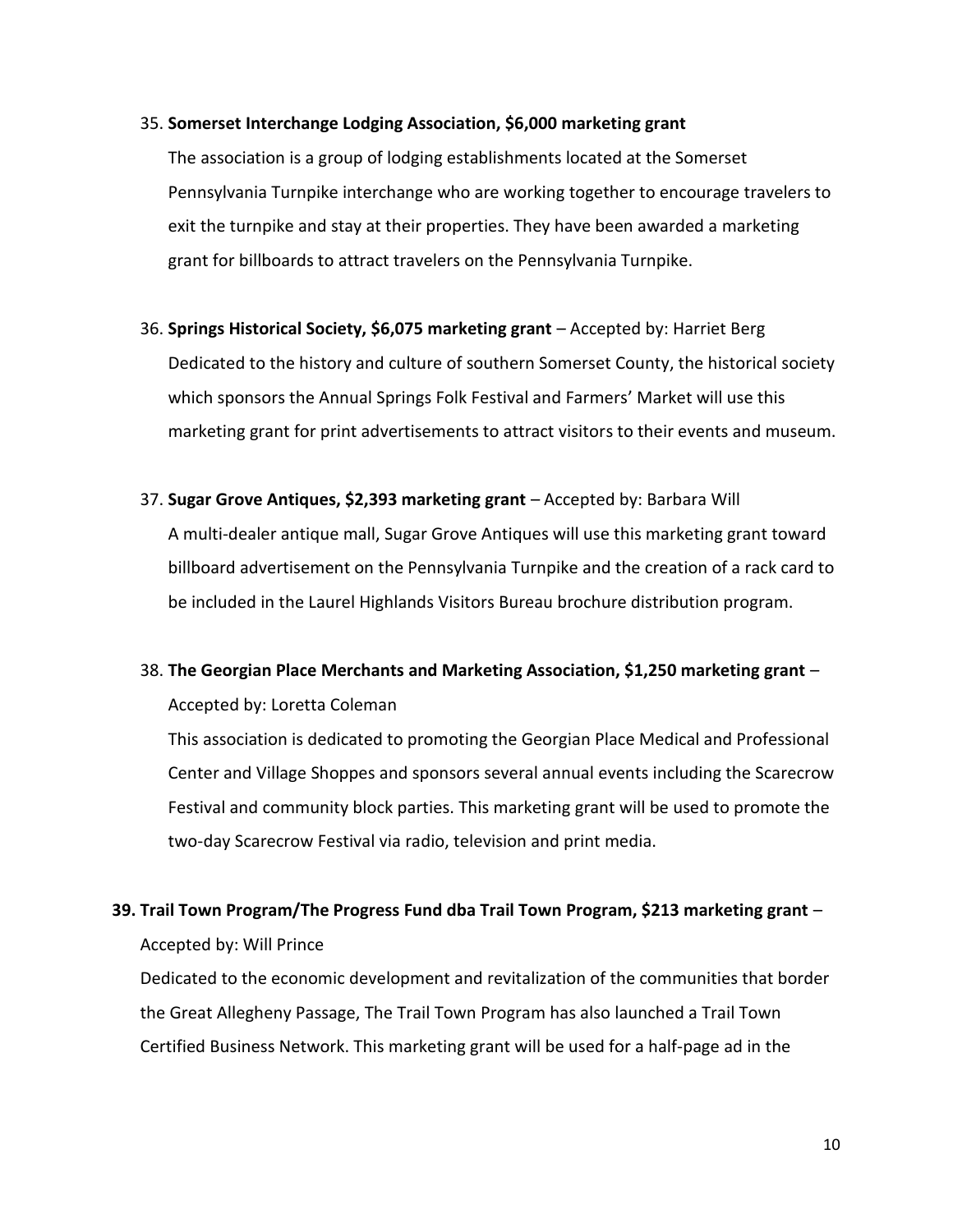35. **Somerset Interchange Lodging Association, $6,000 marketing grant**

    The association is a group of lodging establishments located at the Somerset Pennsylvania Turnpike interchange who are working together to encourage travelers to exit the turnpike and stay at their properties. They have been awarded a marketing grant for billboards to attract travelers on the Pennsylvania Turnpike.

36. **Springs Historical Society, $6,075 marketing grant** – Accepted by: Harriet Berg

    Dedicated to the history and culture of southern Somerset County, the historical society which sponsors the Annual Springs Folk Festival and Farmers' Market will use this marketing grant for print advertisements to attract visitors to their events and museum.

37. **Sugar Grove Antiques, $2,393 marketing grant** – Accepted by: Barbara Will

    A multi-dealer antique mall, Sugar Grove Antiques will use this marketing grant toward billboard advertisement on the Pennsylvania Turnpike and the creation of a rack card to be included in the Laurel Highlands Visitors Bureau brochure distribution program.

38. **The Georgian Place Merchants and Marketing Association, $1,250 marketing grant** – Accepted by: Loretta Coleman

    This association is dedicated to promoting the Georgian Place Medical and Professional Center and Village Shoppes and sponsors several annual events including the Scarecrow Festival and community block parties. This marketing grant will be used to promote the two-day Scarecrow Festival via radio, television and print media.

39. **Trail Town Program/The Progress Fund dba Trail Town Program, $213 marketing grant** – Accepted by: Will Prince

    Dedicated to the economic development and revitalization of the communities that border the Great Allegheny Passage, The Trail Town Program has also launched a Trail Town Certified Business Network. This marketing grant will be used for a half-page ad in the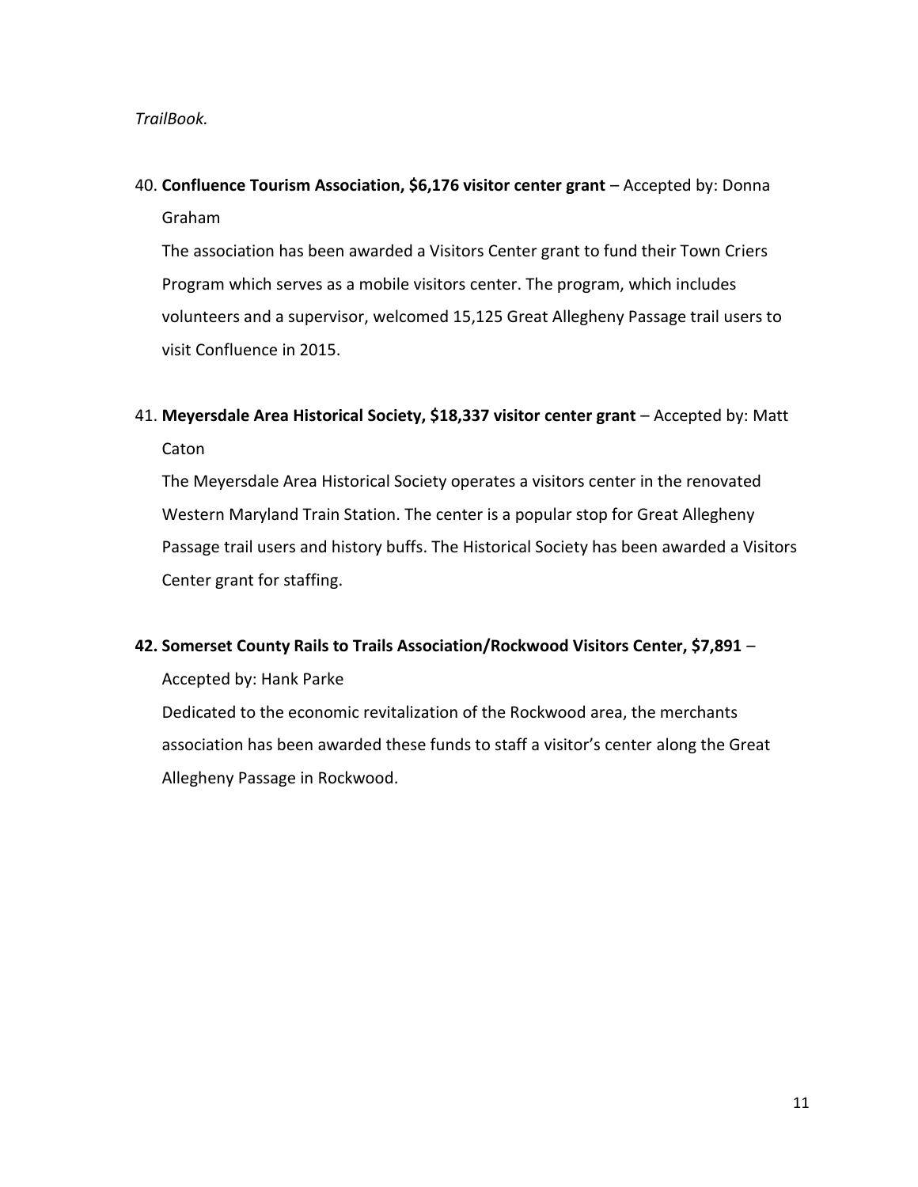*TrailBook.*

40. **Confluence Tourism Association, $6,176 visitor center grant** – Accepted by: Donna Graham

    The association has been awarded a Visitors Center grant to fund their Town Criers Program which serves as a mobile visitors center. The program, which includes volunteers and a supervisor, welcomed 15,125 Great Allegheny Passage trail users to visit Confluence in 2015.

41. **Meyersdale Area Historical Society, $18,337 visitor center grant** – Accepted by: Matt Caton

    The Meyersdale Area Historical Society operates a visitors center in the renovated Western Maryland Train Station. The center is a popular stop for Great Allegheny Passage trail users and history buffs. The Historical Society has been awarded a Visitors Center grant for staffing.

42. **Somerset County Rails to Trails Association/Rockwood Visitors Center, $7,891** – Accepted by: Hank Parke

    Dedicated to the economic revitalization of the Rockwood area, the merchants association has been awarded these funds to staff a visitor's center along the Great Allegheny Passage in Rockwood.